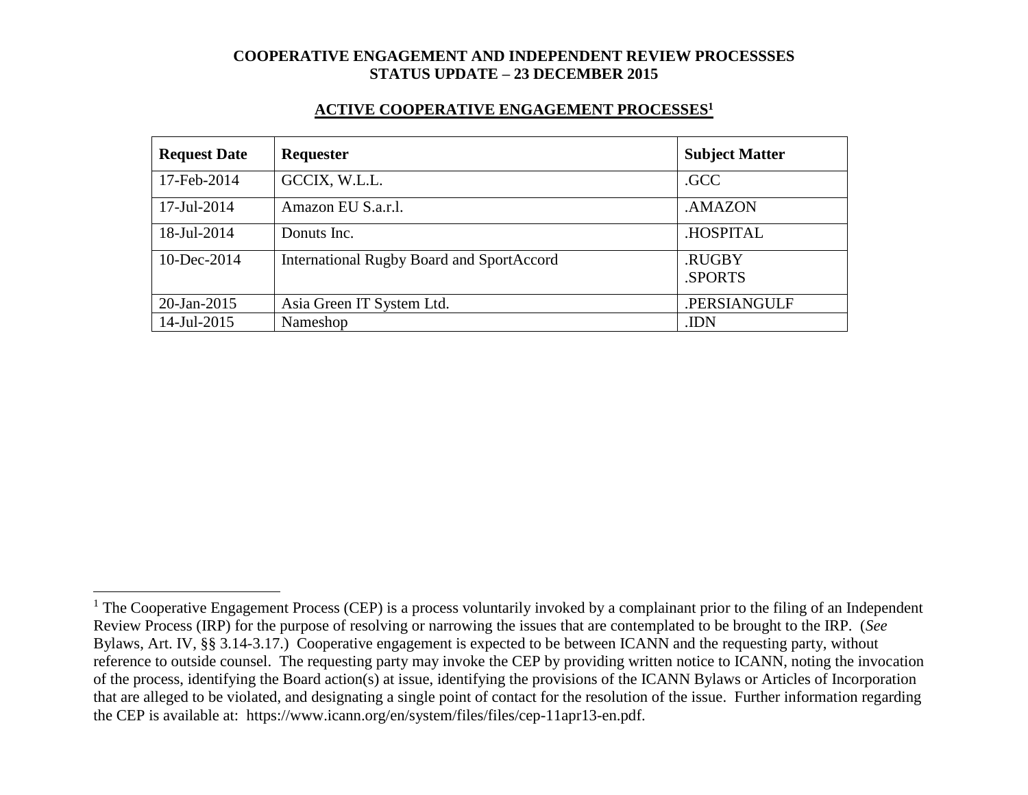# COOPERATIVE ENGAGEMENT AND INDEPENDENT REVIEW PROCESSSES
# STATUS UPDATE – 23 DECEMBER 2015

## ACTIVE COOPERATIVE ENGAGEMENT PROCESSES[1]

| Request Date | Requester | Subject Matter |
|---|---|---|
| 17-Feb-2014 | GCCIX, W.L.L. | .GCC |
| 17-Jul-2014 | Amazon EU S.a.r.l. | .AMAZON |
| 18-Jul-2014 | Donuts Inc. | .HOSPITAL |
| 10-Dec-2014 | International Rugby Board and SportAccord | .RUGBY<br>.SPORTS |
| 20-Jan-2015 | Asia Green IT System Ltd. | .PERSIANGULF |
| 14-Jul-2015 | Nameshop | .IDN |

---

[1] The Cooperative Engagement Process (CEP) is a process voluntarily invoked by a complainant prior to the filing of an Independent Review Process (IRP) for the purpose of resolving or narrowing the issues that are contemplated to be brought to the IRP. (*See* Bylaws, Art. IV, §§ 3.14-3.17.) Cooperative engagement is expected to be between ICANN and the requesting party, without reference to outside counsel. The requesting party may invoke the CEP by providing written notice to ICANN, noting the invocation of the process, identifying the Board action(s) at issue, identifying the provisions of the ICANN Bylaws or Articles of Incorporation that are alleged to be violated, and designating a single point of contact for the resolution of the issue. Further information regarding the CEP is available at: https://www.icann.org/en/system/files/files/cep-11apr13-en.pdf.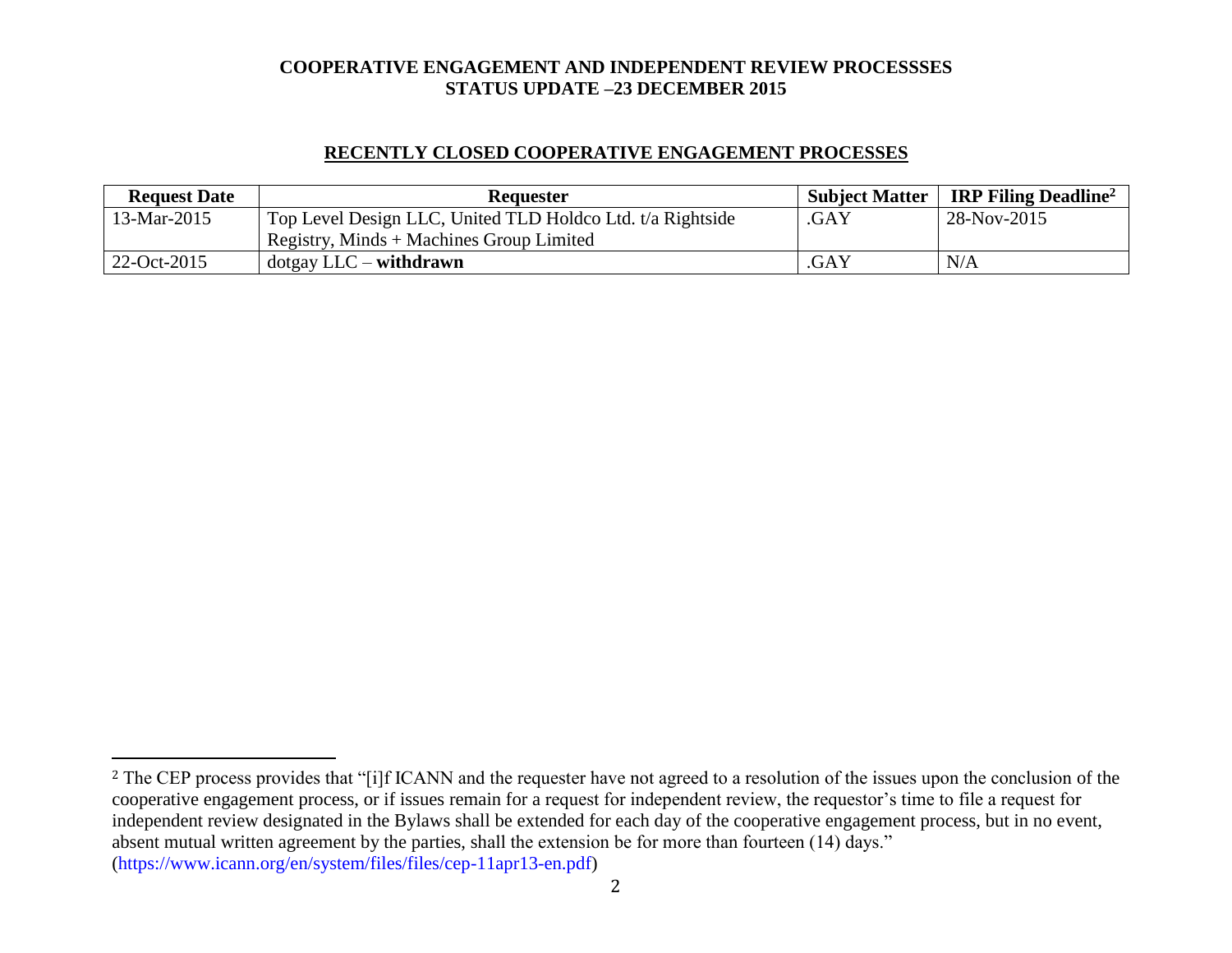# COOPERATIVE ENGAGEMENT AND INDEPENDENT REVIEW PROCESSSES
# STATUS UPDATE –23 DECEMBER 2015

## RECENTLY CLOSED COOPERATIVE ENGAGEMENT PROCESSES

| Request Date | Requester | Subject Matter | IRP Filing Deadline[2] |
|---|---|---|---|
| 13-Mar-2015 | Top Level Design LLC, United TLD Holdco Ltd. t/a Rightside Registry, Minds + Machines Group Limited | .GAY | 28-Nov-2015 |
| 22-Oct-2015 | dotgay LLC – **withdrawn** | .GAY | N/A |

[2] The CEP process provides that "[i]f ICANN and the requester have not agreed to a resolution of the issues upon the conclusion of the cooperative engagement process, or if issues remain for a request for independent review, the requestor's time to file a request for independent review designated in the Bylaws shall be extended for each day of the cooperative engagement process, but in no event, absent mutual written agreement by the parties, shall the extension be for more than fourteen (14) days." (https://www.icann.org/en/system/files/files/cep-11apr13-en.pdf)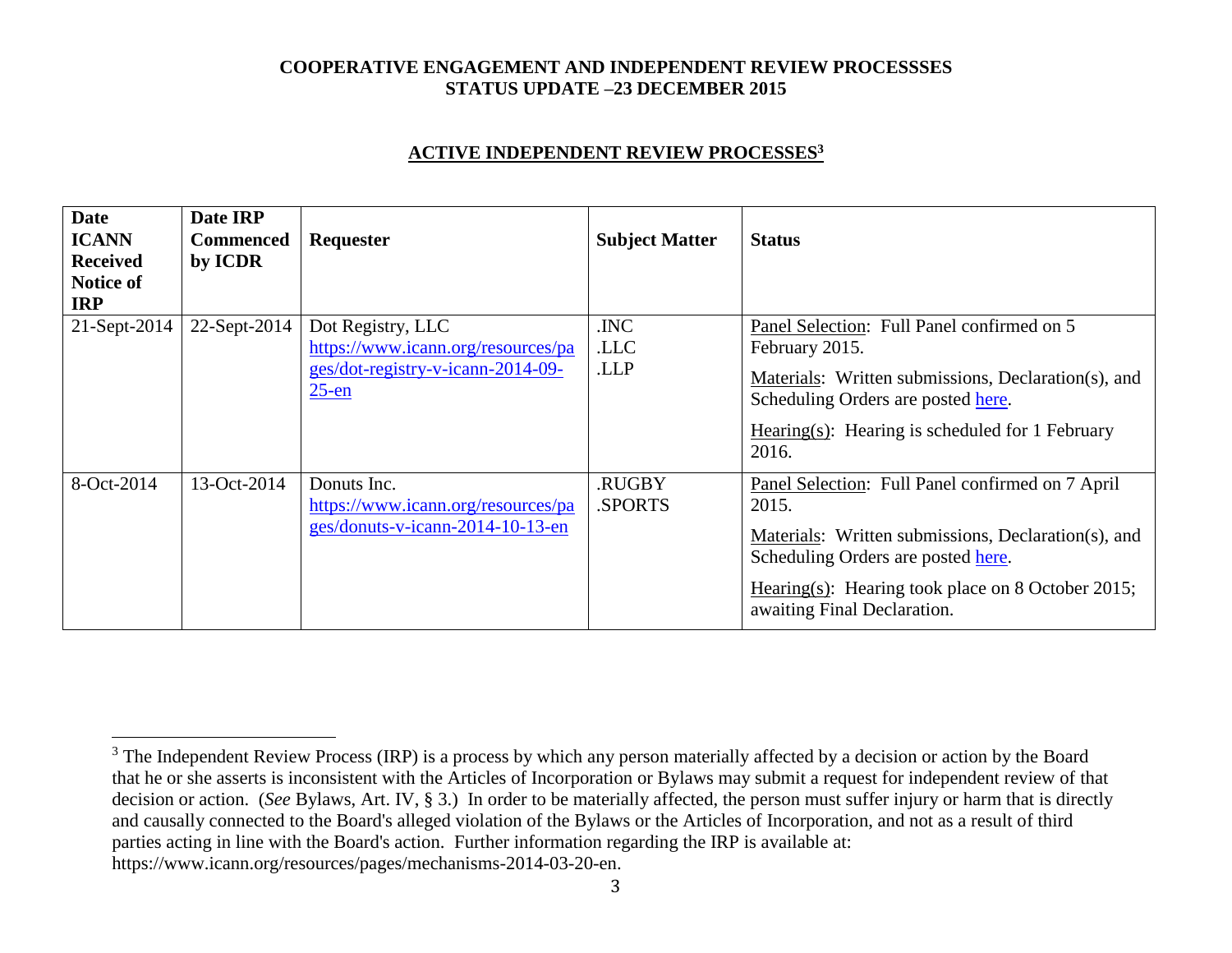**COOPERATIVE ENGAGEMENT AND INDEPENDENT REVIEW PROCESSSES**
**STATUS UPDATE –23 DECEMBER 2015**

## ACTIVE INDEPENDENT REVIEW PROCESSES[3]

| Date ICANN Received Notice of IRP | Date IRP Commenced by ICDR | Requester | Subject Matter | Status |
|---|---|---|---|---|
| 21-Sept-2014 | 22-Sept-2014 | Dot Registry, LLC https://www.icann.org/resources/pages/dot-registry-v-icann-2014-09-25-en | .INC .LLC .LLP | Panel Selection: Full Panel confirmed on 5 February 2015. Materials: Written submissions, Declaration(s), and Scheduling Orders are posted here. Hearing(s): Hearing is scheduled for 1 February 2016. |
| 8-Oct-2014 | 13-Oct-2014 | Donuts Inc. https://www.icann.org/resources/pages/donuts-v-icann-2014-10-13-en | .RUGBY .SPORTS | Panel Selection: Full Panel confirmed on 7 April 2015. Materials: Written submissions, Declaration(s), and Scheduling Orders are posted here. Hearing(s): Hearing took place on 8 October 2015; awaiting Final Declaration. |

[3] The Independent Review Process (IRP) is a process by which any person materially affected by a decision or action by the Board that he or she asserts is inconsistent with the Articles of Incorporation or Bylaws may submit a request for independent review of that decision or action. (*See* Bylaws, Art. IV, § 3.) In order to be materially affected, the person must suffer injury or harm that is directly and causally connected to the Board's alleged violation of the Bylaws or the Articles of Incorporation, and not as a result of third parties acting in line with the Board's action. Further information regarding the IRP is available at: https://www.icann.org/resources/pages/mechanisms-2014-03-20-en.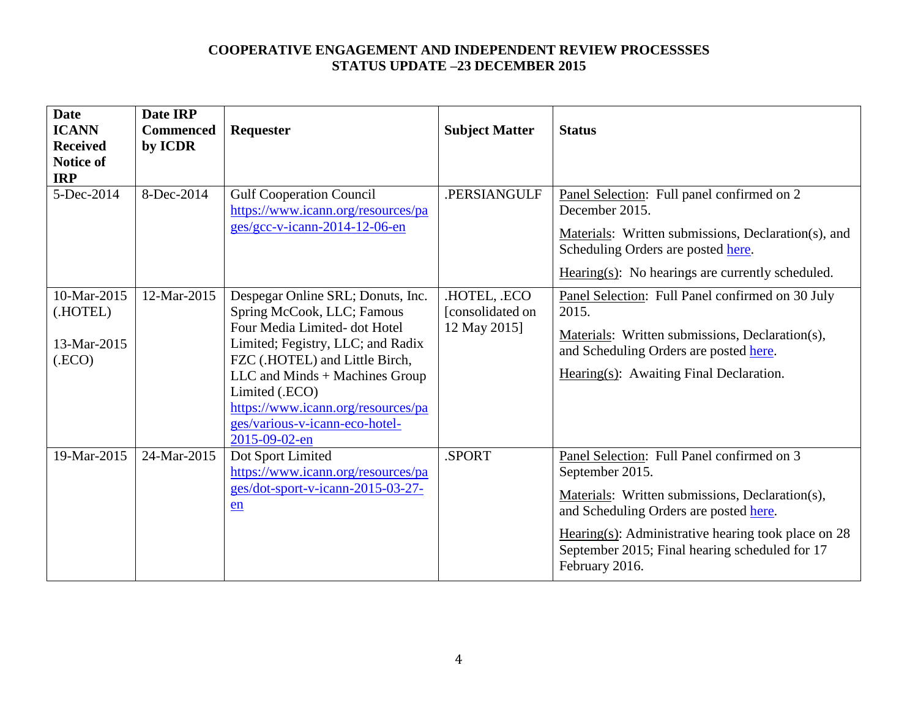**COOPERATIVE ENGAGEMENT AND INDEPENDENT REVIEW PROCESSSES**
**STATUS UPDATE –23 DECEMBER 2015**

| Date ICANN Received Notice of IRP | Date IRP Commenced by ICDR | Requester | Subject Matter | Status |
|---|---|---|---|---|
| 5-Dec-2014 | 8-Dec-2014 | Gulf Cooperation Council https://www.icann.org/resources/pages/gcc-v-icann-2014-12-06-en | .PERSIANGULF | Panel Selection: Full panel confirmed on 2 December 2015.<br>Materials: Written submissions, Declaration(s), and Scheduling Orders are posted here.<br>Hearing(s): No hearings are currently scheduled. |
| 10-Mar-2015 (.HOTEL)<br>13-Mar-2015 (.ECO) | 12-Mar-2015 | Despegar Online SRL; Donuts, Inc. Spring McCook, LLC; Famous Four Media Limited- dot Hotel Limited; Fegistry, LLC; and Radix FZC (.HOTEL) and Little Birch, LLC and Minds + Machines Group Limited (.ECO) https://www.icann.org/resources/pages/various-v-icann-eco-hotel-2015-09-02-en | .HOTEL, .ECO [consolidated on 12 May 2015] | Panel Selection: Full Panel confirmed on 30 July 2015.<br>Materials: Written submissions, Declaration(s), and Scheduling Orders are posted here.<br>Hearing(s): Awaiting Final Declaration. |
| 19-Mar-2015 | 24-Mar-2015 | Dot Sport Limited https://www.icann.org/resources/pages/dot-sport-v-icann-2015-03-27-en | .SPORT | Panel Selection: Full Panel confirmed on 3 September 2015.<br>Materials: Written submissions, Declaration(s), and Scheduling Orders are posted here.<br>Hearing(s): Administrative hearing took place on 28 September 2015; Final hearing scheduled for 17 February 2016. |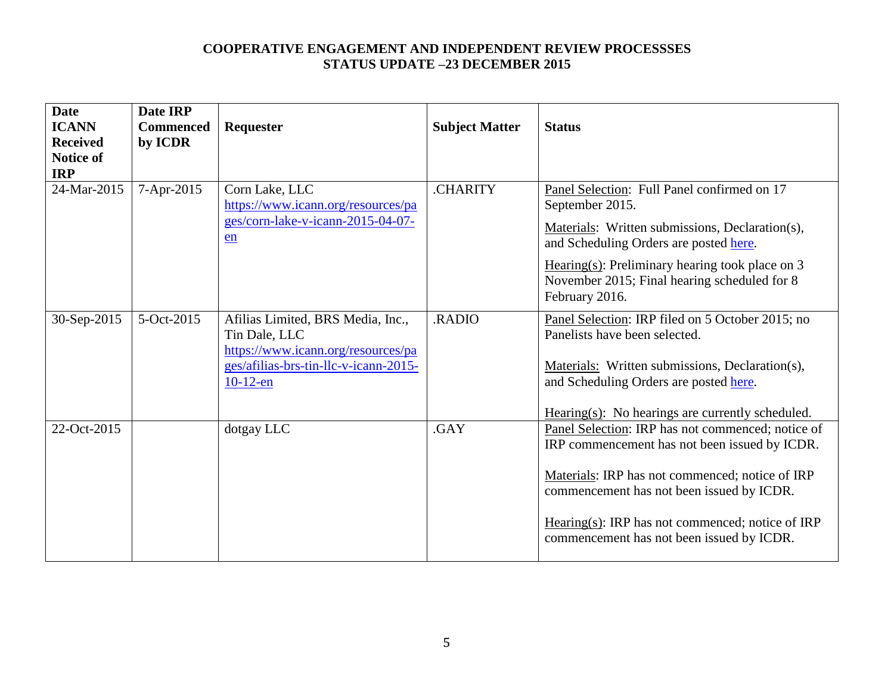**COOPERATIVE ENGAGEMENT AND INDEPENDENT REVIEW PROCESSSES**
**STATUS UPDATE –23 DECEMBER 2015**

| Date ICANN Received Notice of IRP | Date IRP Commenced by ICDR | Requester | Subject Matter | Status |
|---|---|---|---|---|
| 24-Mar-2015 | 7-Apr-2015 | Corn Lake, LLC https://www.icann.org/resources/pages/corn-lake-v-icann-2015-04-07-en | .CHARITY | Panel Selection: Full Panel confirmed on 17 September 2015.<br><br>Materials: Written submissions, Declaration(s), and Scheduling Orders are posted here.<br><br>Hearing(s): Preliminary hearing took place on 3 November 2015; Final hearing scheduled for 8 February 2016. |
| 30-Sep-2015 | 5-Oct-2015 | Afilias Limited, BRS Media, Inc., Tin Dale, LLC https://www.icann.org/resources/pages/afilias-brs-tin-llc-v-icann-2015-10-12-en | .RADIO | Panel Selection: IRP filed on 5 October 2015; no Panelists have been selected.<br><br>Materials: Written submissions, Declaration(s), and Scheduling Orders are posted here.<br><br>Hearing(s): No hearings are currently scheduled. |
| 22-Oct-2015 | | dotgay LLC | .GAY | Panel Selection: IRP has not commenced; notice of IRP commencement has not been issued by ICDR.<br><br>Materials: IRP has not commenced; notice of IRP commencement has not been issued by ICDR.<br><br>Hearing(s): IRP has not commenced; notice of IRP commencement has not been issued by ICDR. |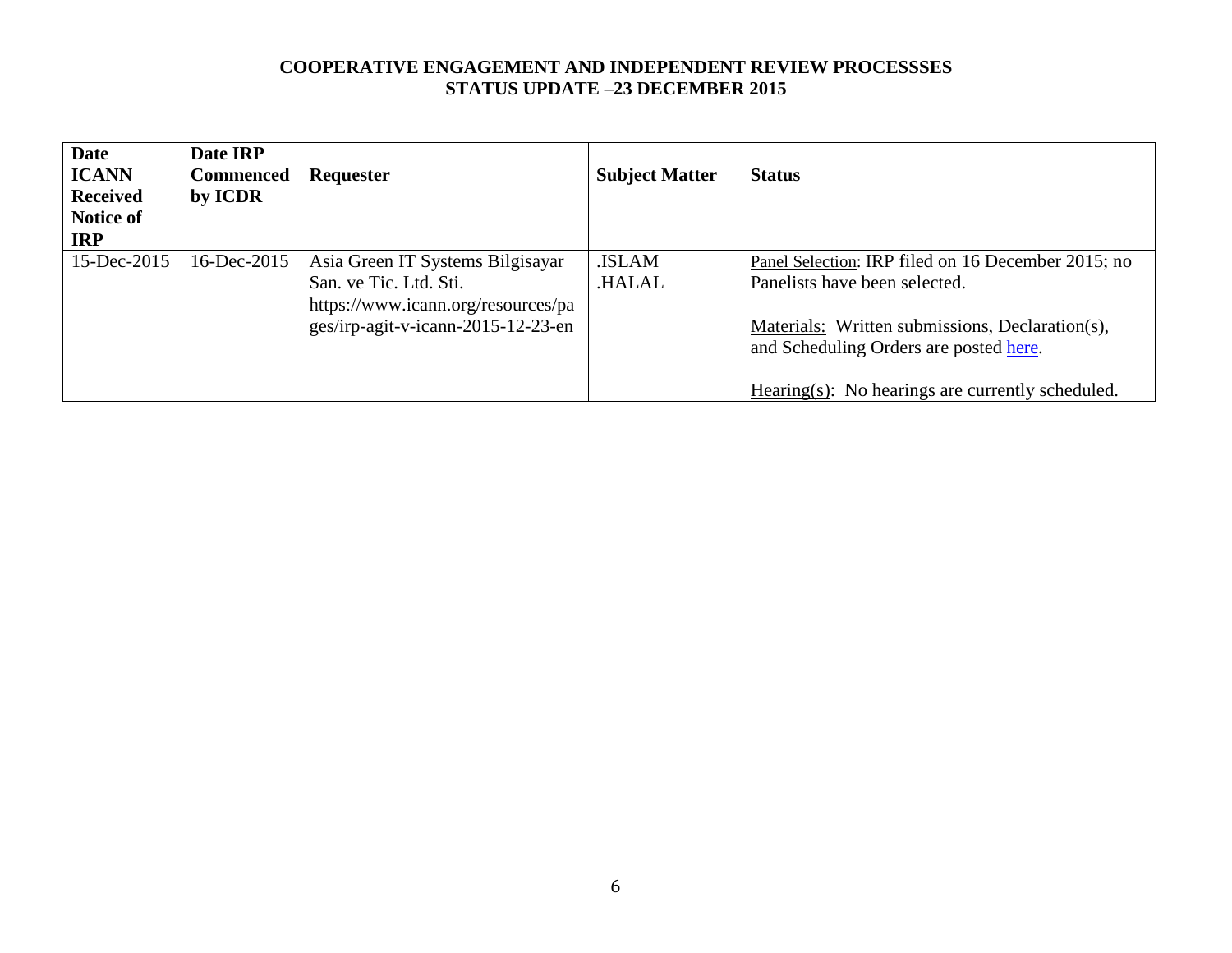**COOPERATIVE ENGAGEMENT AND INDEPENDENT REVIEW PROCESSSES**
**STATUS UPDATE –23 DECEMBER 2015**

| Date ICANN Received Notice of IRP | Date IRP Commenced by ICDR | Requester | Subject Matter | Status |
|---|---|---|---|---|
| 15-Dec-2015 | 16-Dec-2015 | Asia Green IT Systems Bilgisayar San. ve Tic. Ltd. Sti. https://www.icann.org/resources/pages/irp-agit-v-icann-2015-12-23-en | .ISLAM<br>.HALAL | Panel Selection: IRP filed on 16 December 2015; no Panelists have been selected.<br><br>Materials: Written submissions, Declaration(s), and Scheduling Orders are posted here.<br><br>Hearing(s): No hearings are currently scheduled. |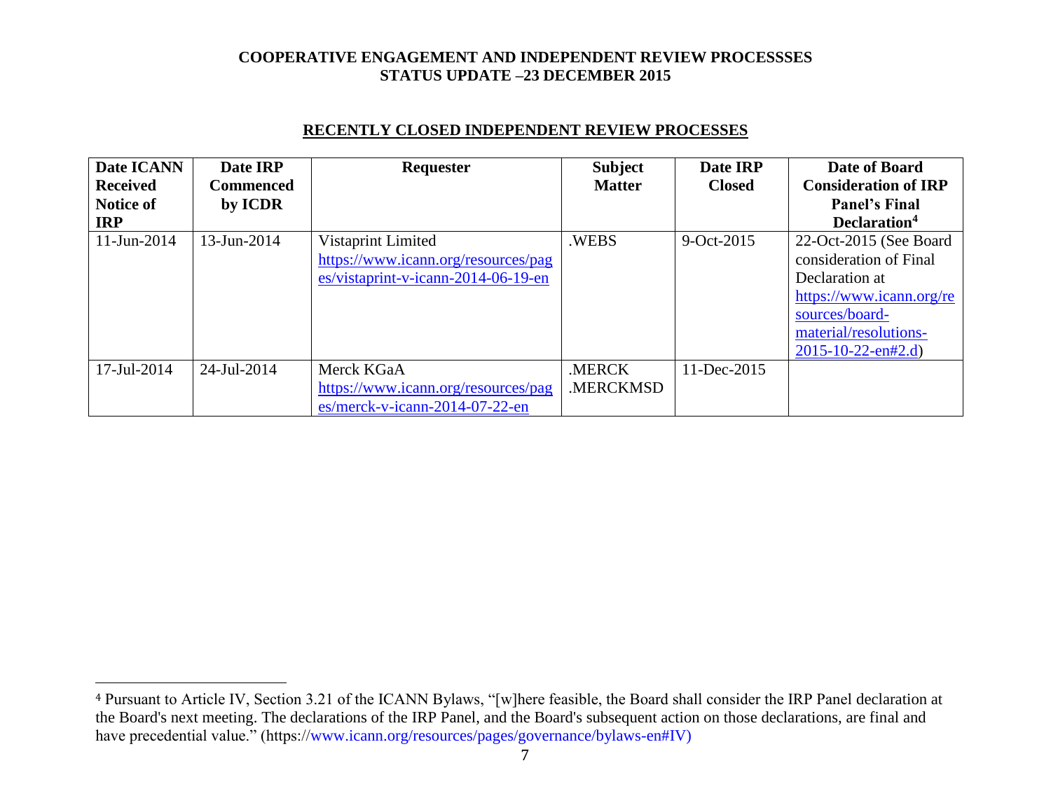**COOPERATIVE ENGAGEMENT AND INDEPENDENT REVIEW PROCESSSES**
**STATUS UPDATE –23 DECEMBER 2015**

## RECENTLY CLOSED INDEPENDENT REVIEW PROCESSES

| Date ICANN Received Notice of IRP | Date IRP Commenced by ICDR | Requester | Subject Matter | Date IRP Closed | Date of Board Consideration of IRP Panel's Final Declaration[4] |
|---|---|---|---|---|---|
| 11-Jun-2014 | 13-Jun-2014 | Vistaprint Limited https://www.icann.org/resources/pages/vistaprint-v-icann-2014-06-19-en | .WEBS | 9-Oct-2015 | 22-Oct-2015 (See Board consideration of Final Declaration at https://www.icann.org/resources/board-material/resolutions-2015-10-22-en#2.d) |
| 17-Jul-2014 | 24-Jul-2014 | Merck KGaA https://www.icann.org/resources/pages/merck-v-icann-2014-07-22-en | .MERCK .MERCKMSD | 11-Dec-2015 | |

[4] Pursuant to Article IV, Section 3.21 of the ICANN Bylaws, "[w]here feasible, the Board shall consider the IRP Panel declaration at the Board's next meeting. The declarations of the IRP Panel, and the Board's subsequent action on those declarations, are final and have precedential value." (https://www.icann.org/resources/pages/governance/bylaws-en#IV)